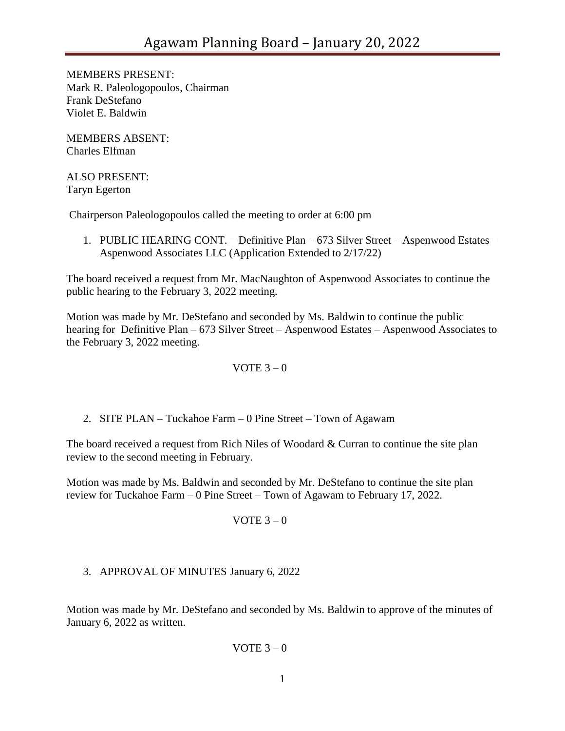# Agawam Planning Board – January 20, 2022

MEMBERS PRESENT:
Mark R. Paleologopoulos, Chairman
Frank DeStefano
Violet E. Baldwin

MEMBERS ABSENT:
Charles Elfman

ALSO PRESENT:
Taryn Egerton

Chairperson Paleologopoulos called the meeting to order at 6:00 pm

1. PUBLIC HEARING CONT. – Definitive Plan – 673 Silver Street – Aspenwood Estates – Aspenwood Associates LLC (Application Extended to 2/17/22)

The board received a request from Mr. MacNaughton of Aspenwood Associates to continue the public hearing to the February 3, 2022 meeting.

Motion was made by Mr. DeStefano and seconded by Ms. Baldwin to continue the public hearing for Definitive Plan – 673 Silver Street – Aspenwood Estates – Aspenwood Associates to the February 3, 2022 meeting.

VOTE 3 – 0

2. SITE PLAN – Tuckahoe Farm – 0 Pine Street – Town of Agawam

The board received a request from Rich Niles of Woodard & Curran to continue the site plan review to the second meeting in February.

Motion was made by Ms. Baldwin and seconded by Mr. DeStefano to continue the site plan review for Tuckahoe Farm – 0 Pine Street – Town of Agawam to February 17, 2022.

VOTE 3 – 0

3. APPROVAL OF MINUTES January 6, 2022

Motion was made by Mr. DeStefano and seconded by Ms. Baldwin to approve of the minutes of January 6, 2022 as written.

VOTE 3 – 0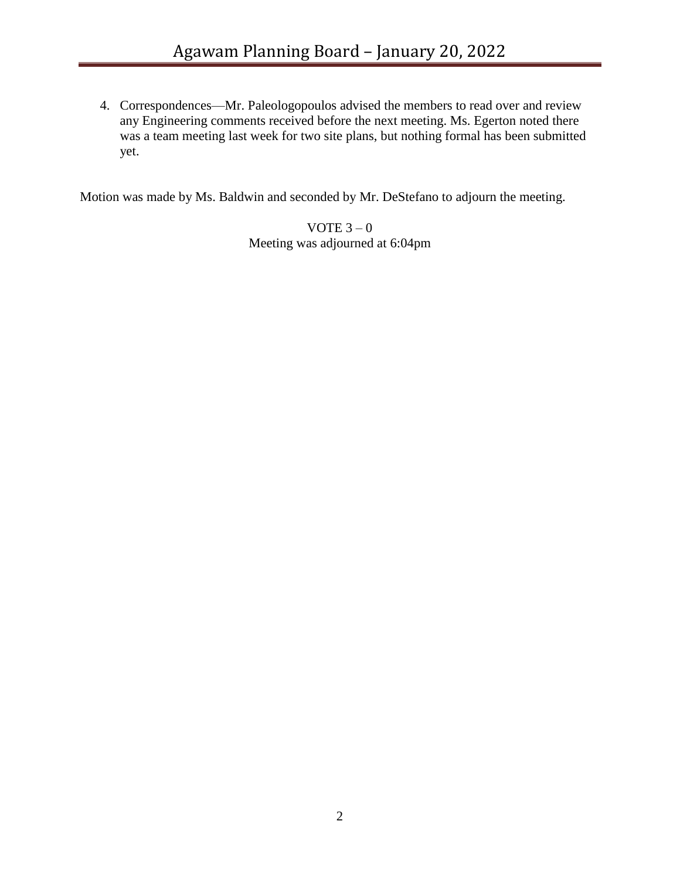4. Correspondences—Mr. Paleologopoulos advised the members to read over and review any Engineering comments received before the next meeting. Ms. Egerton noted there was a team meeting last week for two site plans, but nothing formal has been submitted yet.

Motion was made by Ms. Baldwin and seconded by Mr. DeStefano to adjourn the meeting.

VOTE 3 – 0
Meeting was adjourned at 6:04pm